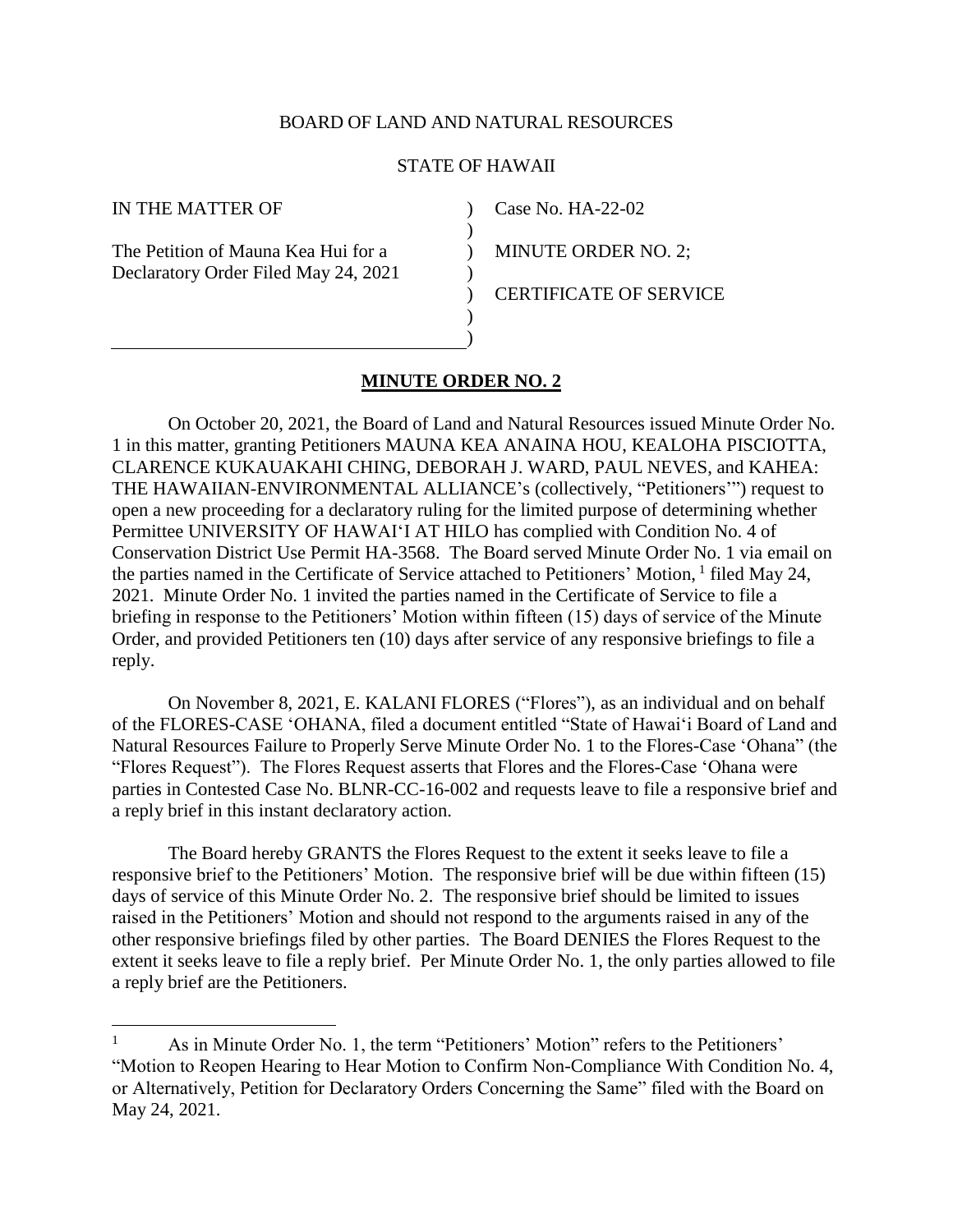BOARD OF LAND AND NATURAL RESOURCES

STATE OF HAWAII

| | | |
|---|---|---|
| IN THE MATTER OF | ) | Case No. HA-22-02 |
| | ) | |
| The Petition of Mauna Kea Hui for a Declaratory Order Filed May 24, 2021 | ) | MINUTE ORDER NO. 2; |
| | ) | |
| | ) | CERTIFICATE OF SERVICE |
| | ) | |
| | ) | |

## **MINUTE ORDER NO. 2**

On October 20, 2021, the Board of Land and Natural Resources issued Minute Order No. 1 in this matter, granting Petitioners MAUNA KEA ANAINA HOU, KEALOHA PISCIOTTA, CLARENCE KUKAUAKAHI CHING, DEBORAH J. WARD, PAUL NEVES, and KAHEA: THE HAWAIIAN-ENVIRONMENTAL ALLIANCE's (collectively, "Petitioners'") request to open a new proceeding for a declaratory ruling for the limited purpose of determining whether Permittee UNIVERSITY OF HAWAI'I AT HILO has complied with Condition No. 4 of Conservation District Use Permit HA-3568. The Board served Minute Order No. 1 via email on the parties named in the Certificate of Service attached to Petitioners' Motion,[1] filed May 24, 2021. Minute Order No. 1 invited the parties named in the Certificate of Service to file a briefing in response to the Petitioners' Motion within fifteen (15) days of service of the Minute Order, and provided Petitioners ten (10) days after service of any responsive briefings to file a reply.

On November 8, 2021, E. KALANI FLORES ("Flores"), as an individual and on behalf of the FLORES-CASE 'OHANA, filed a document entitled "State of Hawai'i Board of Land and Natural Resources Failure to Properly Serve Minute Order No. 1 to the Flores-Case 'Ohana" (the "Flores Request"). The Flores Request asserts that Flores and the Flores-Case 'Ohana were parties in Contested Case No. BLNR-CC-16-002 and requests leave to file a responsive brief and a reply brief in this instant declaratory action.

The Board hereby GRANTS the Flores Request to the extent it seeks leave to file a responsive brief to the Petitioners' Motion. The responsive brief will be due within fifteen (15) days of service of this Minute Order No. 2. The responsive brief should be limited to issues raised in the Petitioners' Motion and should not respond to the arguments raised in any of the other responsive briefings filed by other parties. The Board DENIES the Flores Request to the extent it seeks leave to file a reply brief. Per Minute Order No. 1, the only parties allowed to file a reply brief are the Petitioners.

---

[1] As in Minute Order No. 1, the term "Petitioners' Motion" refers to the Petitioners' "Motion to Reopen Hearing to Hear Motion to Confirm Non-Compliance With Condition No. 4, or Alternatively, Petition for Declaratory Orders Concerning the Same" filed with the Board on May 24, 2021.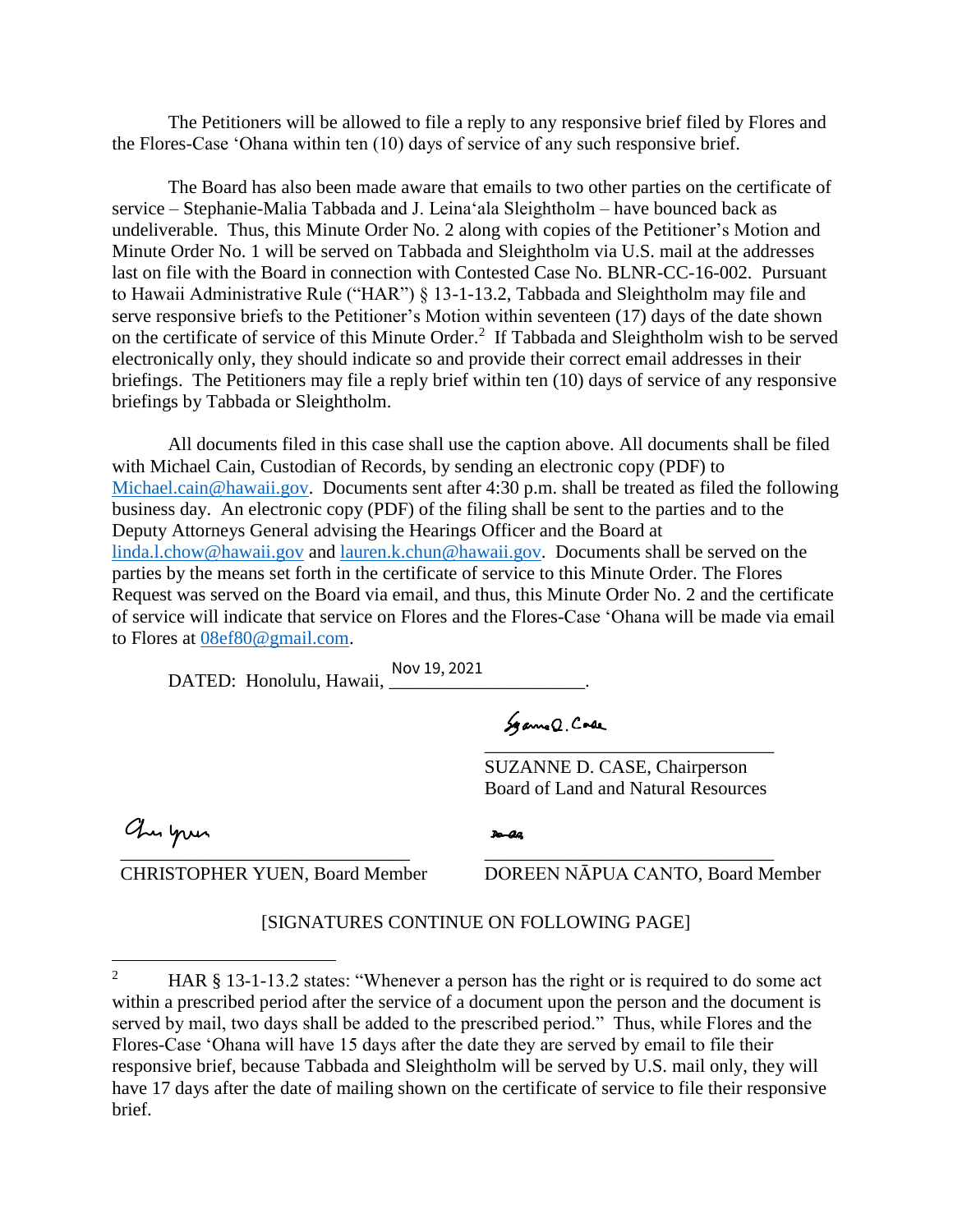The Petitioners will be allowed to file a reply to any responsive brief filed by Flores and the Flores-Case ʻOhana within ten (10) days of service of any such responsive brief.

The Board has also been made aware that emails to two other parties on the certificate of service – Stephanie-Malia Tabbada and J. Leinaʻala Sleightholm – have bounced back as undeliverable. Thus, this Minute Order No. 2 along with copies of the Petitioner's Motion and Minute Order No. 1 will be served on Tabbada and Sleightholm via U.S. mail at the addresses last on file with the Board in connection with Contested Case No. BLNR-CC-16-002. Pursuant to Hawaii Administrative Rule ("HAR") § 13-1-13.2, Tabbada and Sleightholm may file and serve responsive briefs to the Petitioner's Motion within seventeen (17) days of the date shown on the certificate of service of this Minute Order.[2] If Tabbada and Sleightholm wish to be served electronically only, they should indicate so and provide their correct email addresses in their briefings. The Petitioners may file a reply brief within ten (10) days of service of any responsive briefings by Tabbada or Sleightholm.

All documents filed in this case shall use the caption above. All documents shall be filed with Michael Cain, Custodian of Records, by sending an electronic copy (PDF) to Michael.cain@hawaii.gov. Documents sent after 4:30 p.m. shall be treated as filed the following business day. An electronic copy (PDF) of the filing shall be sent to the parties and to the Deputy Attorneys General advising the Hearings Officer and the Board at linda.l.chow@hawaii.gov and lauren.k.chun@hawaii.gov. Documents shall be served on the parties by the means set forth in the certificate of service to this Minute Order. The Flores Request was served on the Board via email, and thus, this Minute Order No. 2 and the certificate of service will indicate that service on Flores and the Flores-Case ʻOhana will be made via email to Flores at 08ef80@gmail.com.

DATED: Honolulu, Hawaii, Nov 19, 2021.

SUZANNE D. CASE, Chairperson
Board of Land and Natural Resources

CHRISTOPHER YUEN, Board Member

DOREEN NĀPUA CANTO, Board Member

[SIGNATURES CONTINUE ON FOLLOWING PAGE]

---

[2] HAR § 13-1-13.2 states: "Whenever a person has the right or is required to do some act within a prescribed period after the service of a document upon the person and the document is served by mail, two days shall be added to the prescribed period." Thus, while Flores and the Flores-Case ʻOhana will have 15 days after the date they are served by email to file their responsive brief, because Tabbada and Sleightholm will be served by U.S. mail only, they will have 17 days after the date of mailing shown on the certificate of service to file their responsive brief.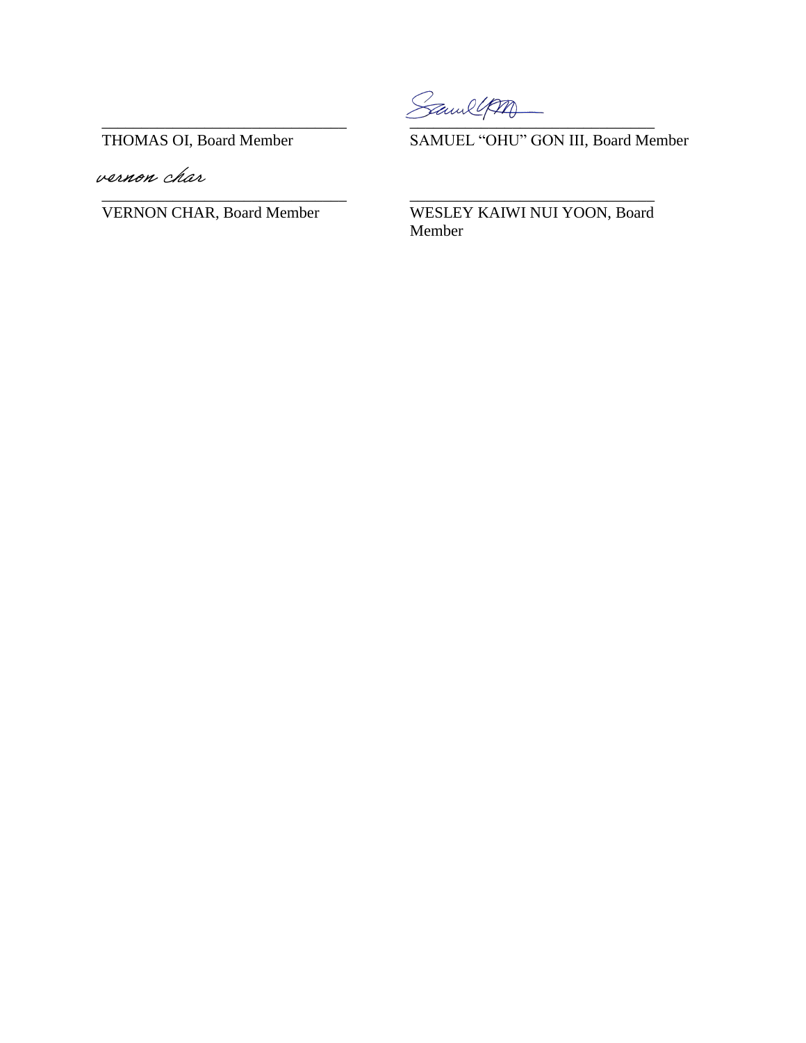| | |
|---|---|
| _____________________________ | _____________________________ |
| THOMAS OI, Board Member | SAMUEL "OHU" GON III, Board Member |
| *vernon char* | |
| _____________________________ | _____________________________ |
| VERNON CHAR, Board Member | WESLEY KAIWI NUI YOON, Board Member |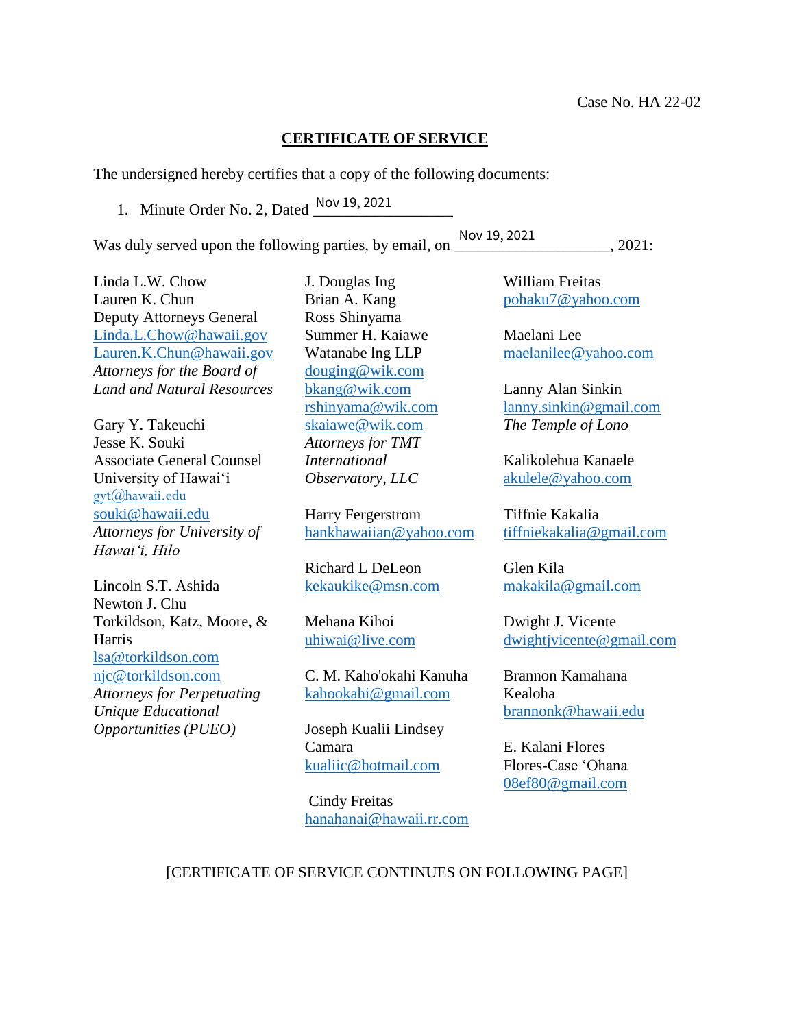Case No. HA 22-02

**CERTIFICATE OF SERVICE**

The undersigned hereby certifies that a copy of the following documents:

1. Minute Order No. 2, Dated Nov 19, 2021

Was duly served upon the following parties, by email, on Nov 19, 2021, 2021:

Linda L.W. Chow
Lauren K. Chun
Deputy Attorneys General
Linda.L.Chow@hawaii.gov
Lauren.K.Chun@hawaii.gov
*Attorneys for the Board of Land and Natural Resources*

Gary Y. Takeuchi
Jesse K. Souki
Associate General Counsel
University of Hawai'i
gyt@hawaii.edu
souki@hawaii.edu
*Attorneys for University of Hawai'i, Hilo*

Lincoln S.T. Ashida
Newton J. Chu
Torkildson, Katz, Moore, & Harris
lsa@torkildson.com
njc@torkildson.com
*Attorneys for Perpetuating Unique Educational Opportunities (PUEO)*

J. Douglas Ing
Brian A. Kang
Ross Shinyama
Summer H. Kaiawe
Watanabe lng LLP
douging@wik.com
bkang@wik.com
rshinyama@wik.com
skaiawe@wik.com
*Attorneys for TMT International Observatory, LLC*

Harry Fergerstrom
hankhawaiian@yahoo.com

Richard L DeLeon
kekaukike@msn.com

Mehana Kihoi
uhiwai@live.com

C. M. Kaho'okahi Kanuha
kahookahi@gmail.com

Joseph Kualii Lindsey Camara
kualiic@hotmail.com

Cindy Freitas
hanahanai@hawaii.rr.com

William Freitas
pohaku7@yahoo.com

Maelani Lee
maelanilee@yahoo.com

Lanny Alan Sinkin
lanny.sinkin@gmail.com
*The Temple of Lono*

Kalikolehua Kanaele
akulele@yahoo.com

Tiffnie Kakalia
tiffniekakalia@gmail.com

Glen Kila
makakila@gmail.com

Dwight J. Vicente
dwightjvicente@gmail.com

Brannon Kamahana Kealoha
brannonk@hawaii.edu

E. Kalani Flores
Flores-Case 'Ohana
08ef80@gmail.com

[CERTIFICATE OF SERVICE CONTINUES ON FOLLOWING PAGE]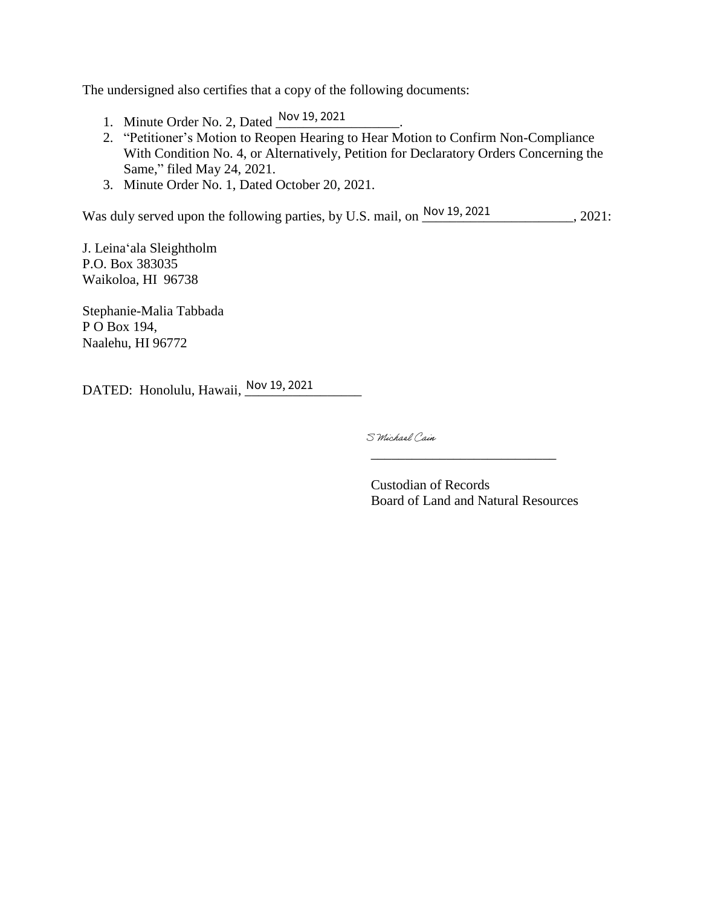The undersigned also certifies that a copy of the following documents:

1. Minute Order No. 2, Dated Nov 19, 2021.
2. "Petitioner's Motion to Reopen Hearing to Hear Motion to Confirm Non-Compliance With Condition No. 4, or Alternatively, Petition for Declaratory Orders Concerning the Same," filed May 24, 2021.
3. Minute Order No. 1, Dated October 20, 2021.

Was duly served upon the following parties, by U.S. mail, on Nov 19, 2021, 2021:

J. Leinaʻala Sleightholm
P.O. Box 383035
Waikoloa, HI 96738

Stephanie-Malia Tabbada
P O Box 194,
Naalehu, HI 96772

DATED: Honolulu, Hawaii, Nov 19, 2021

S Michael Cain

Custodian of Records
Board of Land and Natural Resources